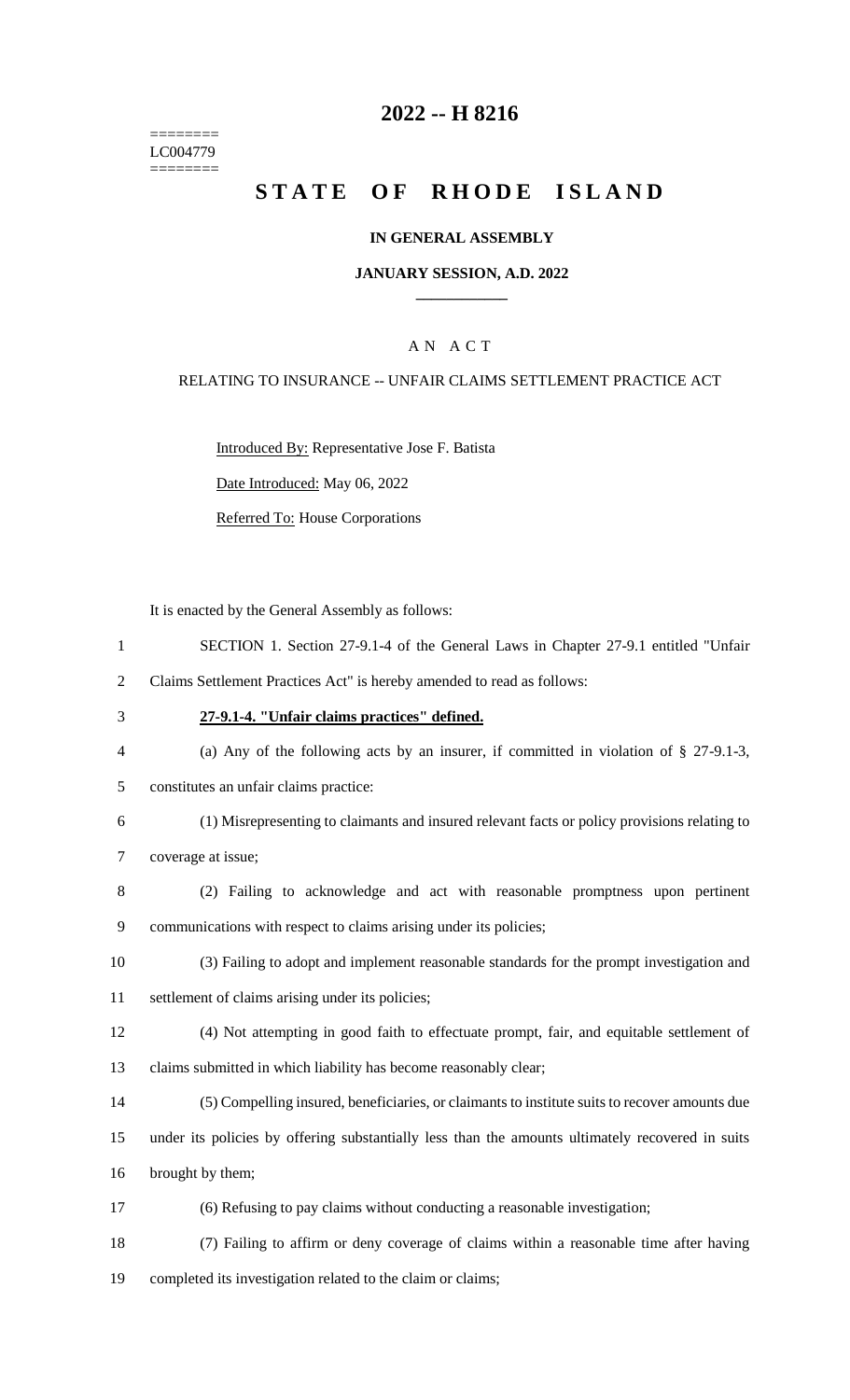========
LC004779
========

# 2022 -- H 8216

# STATE OF RHODE ISLAND

### IN GENERAL ASSEMBLY

### JANUARY SESSION, A.D. 2022

## A N A C T

RELATING TO INSURANCE -- UNFAIR CLAIMS SETTLEMENT PRACTICE ACT

Introduced By: Representative Jose F. Batista

Date Introduced: May 06, 2022

Referred To: House Corporations

It is enacted by the General Assembly as follows:

1 SECTION 1. Section 27-9.1-4 of the General Laws in Chapter 27-9.1 entitled "Unfair
2 Claims Settlement Practices Act" is hereby amended to read as follows:

3 **27-9.1-4. "Unfair claims practices" defined.**

4 (a) Any of the following acts by an insurer, if committed in violation of § 27-9.1-3,
5 constitutes an unfair claims practice:

6 (1) Misrepresenting to claimants and insured relevant facts or policy provisions relating to
7 coverage at issue;

8 (2) Failing to acknowledge and act with reasonable promptness upon pertinent
9 communications with respect to claims arising under its policies;

10 (3) Failing to adopt and implement reasonable standards for the prompt investigation and
11 settlement of claims arising under its policies;

12 (4) Not attempting in good faith to effectuate prompt, fair, and equitable settlement of
13 claims submitted in which liability has become reasonably clear;

14 (5) Compelling insured, beneficiaries, or claimants to institute suits to recover amounts due
15 under its policies by offering substantially less than the amounts ultimately recovered in suits
16 brought by them;

17 (6) Refusing to pay claims without conducting a reasonable investigation;

18 (7) Failing to affirm or deny coverage of claims within a reasonable time after having
19 completed its investigation related to the claim or claims;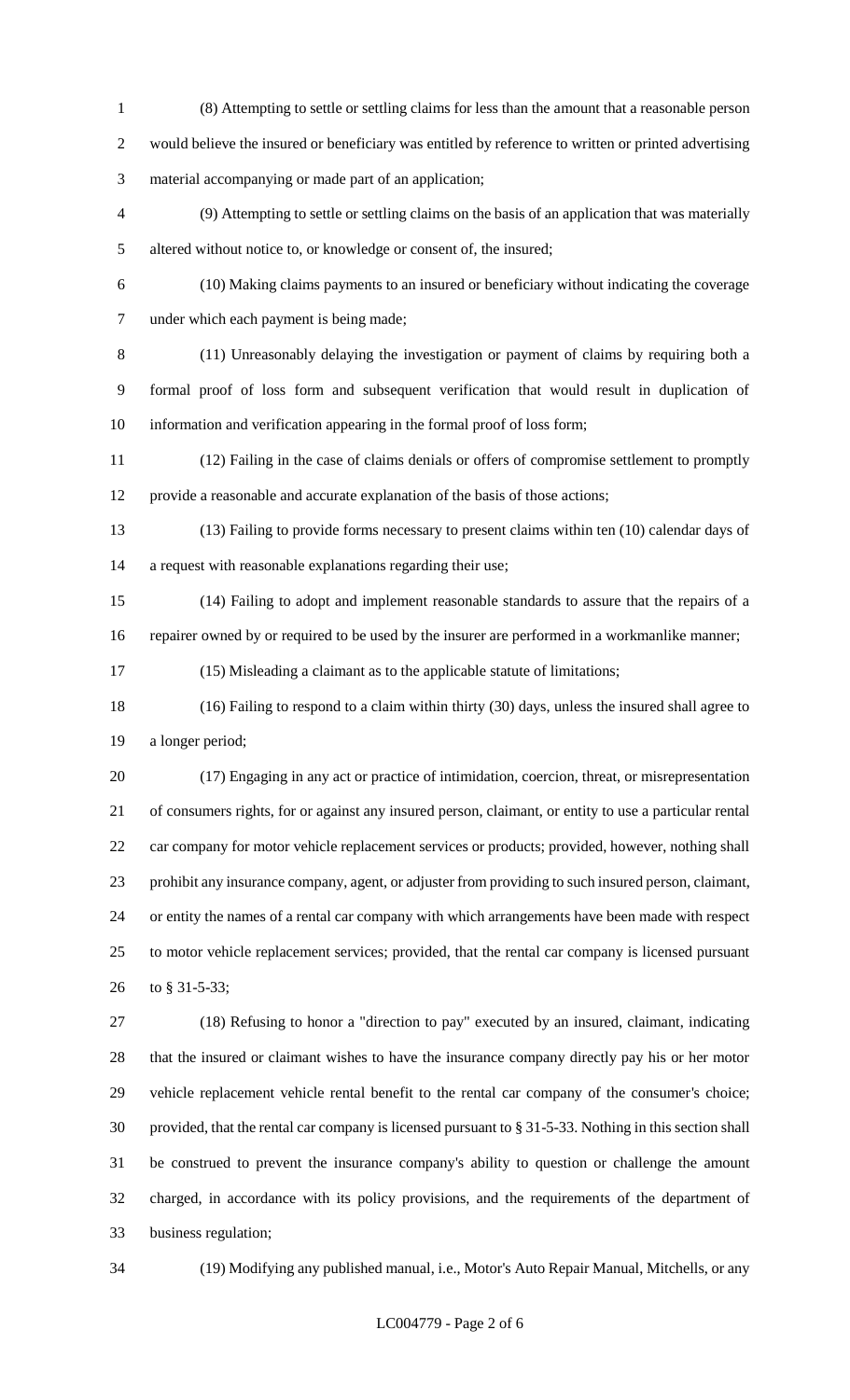(8) Attempting to settle or settling claims for less than the amount that a reasonable person would believe the insured or beneficiary was entitled by reference to written or printed advertising material accompanying or made part of an application;

(9) Attempting to settle or settling claims on the basis of an application that was materially altered without notice to, or knowledge or consent of, the insured;

(10) Making claims payments to an insured or beneficiary without indicating the coverage under which each payment is being made;

(11) Unreasonably delaying the investigation or payment of claims by requiring both a formal proof of loss form and subsequent verification that would result in duplication of information and verification appearing in the formal proof of loss form;

(12) Failing in the case of claims denials or offers of compromise settlement to promptly provide a reasonable and accurate explanation of the basis of those actions;

(13) Failing to provide forms necessary to present claims within ten (10) calendar days of a request with reasonable explanations regarding their use;

(14) Failing to adopt and implement reasonable standards to assure that the repairs of a repairer owned by or required to be used by the insurer are performed in a workmanlike manner;

(15) Misleading a claimant as to the applicable statute of limitations;

(16) Failing to respond to a claim within thirty (30) days, unless the insured shall agree to a longer period;

(17) Engaging in any act or practice of intimidation, coercion, threat, or misrepresentation of consumers rights, for or against any insured person, claimant, or entity to use a particular rental car company for motor vehicle replacement services or products; provided, however, nothing shall prohibit any insurance company, agent, or adjuster from providing to such insured person, claimant, or entity the names of a rental car company with which arrangements have been made with respect to motor vehicle replacement services; provided, that the rental car company is licensed pursuant to § 31-5-33;

(18) Refusing to honor a "direction to pay" executed by an insured, claimant, indicating that the insured or claimant wishes to have the insurance company directly pay his or her motor vehicle replacement vehicle rental benefit to the rental car company of the consumer's choice; provided, that the rental car company is licensed pursuant to § 31-5-33. Nothing in this section shall be construed to prevent the insurance company's ability to question or challenge the amount charged, in accordance with its policy provisions, and the requirements of the department of business regulation;

(19) Modifying any published manual, i.e., Motor's Auto Repair Manual, Mitchells, or any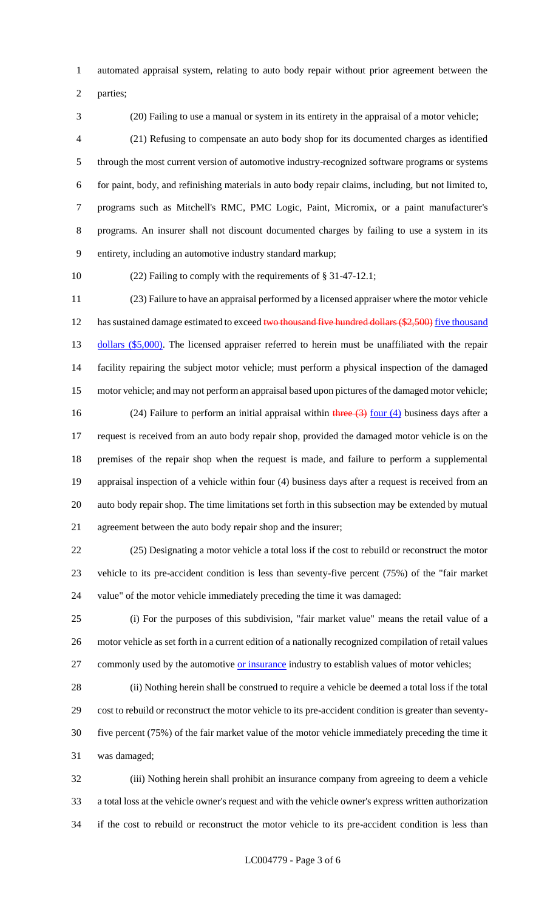automated appraisal system, relating to auto body repair without prior agreement between the parties;

(20) Failing to use a manual or system in its entirety in the appraisal of a motor vehicle;

(21) Refusing to compensate an auto body shop for its documented charges as identified through the most current version of automotive industry-recognized software programs or systems for paint, body, and refinishing materials in auto body repair claims, including, but not limited to, programs such as Mitchell's RMC, PMC Logic, Paint, Micromix, or a paint manufacturer's programs. An insurer shall not discount documented charges by failing to use a system in its entirety, including an automotive industry standard markup;

(22) Failing to comply with the requirements of § 31-47-12.1;

(23) Failure to have an appraisal performed by a licensed appraiser where the motor vehicle has sustained damage estimated to exceed ~~two thousand five hundred dollars ($2,500)~~ five thousand dollars ($5,000). The licensed appraiser referred to herein must be unaffiliated with the repair facility repairing the subject motor vehicle; must perform a physical inspection of the damaged motor vehicle; and may not perform an appraisal based upon pictures of the damaged motor vehicle;

(24) Failure to perform an initial appraisal within ~~three (3)~~ four (4) business days after a request is received from an auto body repair shop, provided the damaged motor vehicle is on the premises of the repair shop when the request is made, and failure to perform a supplemental appraisal inspection of a vehicle within four (4) business days after a request is received from an auto body repair shop. The time limitations set forth in this subsection may be extended by mutual agreement between the auto body repair shop and the insurer;

(25) Designating a motor vehicle a total loss if the cost to rebuild or reconstruct the motor vehicle to its pre-accident condition is less than seventy-five percent (75%) of the "fair market value" of the motor vehicle immediately preceding the time it was damaged:

(i) For the purposes of this subdivision, "fair market value" means the retail value of a motor vehicle as set forth in a current edition of a nationally recognized compilation of retail values commonly used by the automotive or insurance industry to establish values of motor vehicles;

(ii) Nothing herein shall be construed to require a vehicle be deemed a total loss if the total cost to rebuild or reconstruct the motor vehicle to its pre-accident condition is greater than seventy-five percent (75%) of the fair market value of the motor vehicle immediately preceding the time it was damaged;

(iii) Nothing herein shall prohibit an insurance company from agreeing to deem a vehicle a total loss at the vehicle owner's request and with the vehicle owner's express written authorization if the cost to rebuild or reconstruct the motor vehicle to its pre-accident condition is less than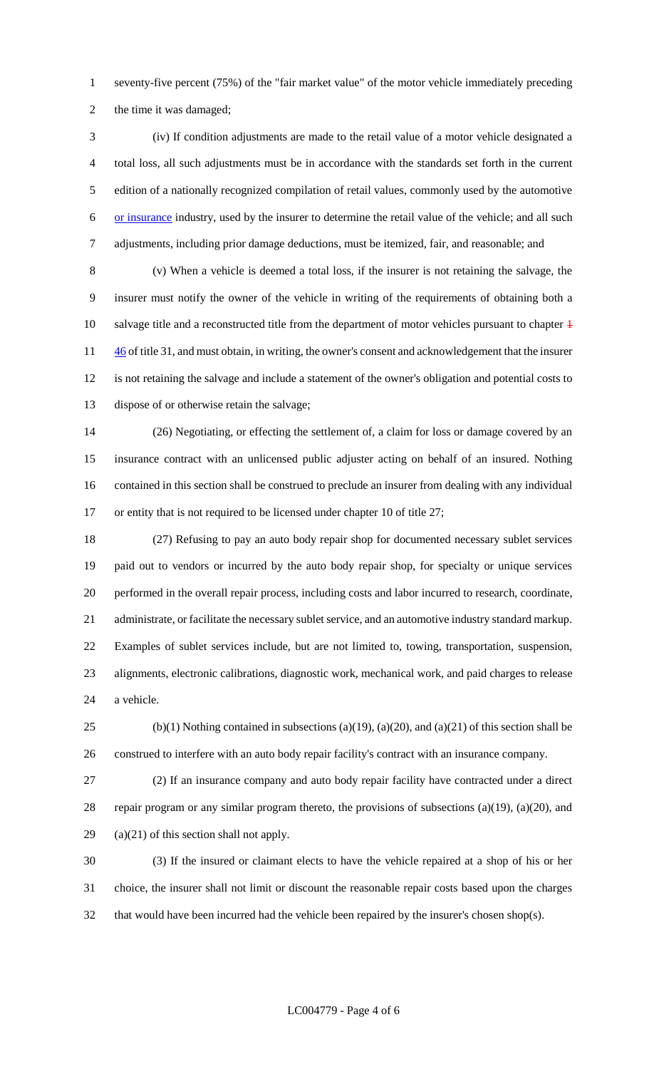seventy-five percent (75%) of the "fair market value" of the motor vehicle immediately preceding the time it was damaged;

(iv) If condition adjustments are made to the retail value of a motor vehicle designated a total loss, all such adjustments must be in accordance with the standards set forth in the current edition of a nationally recognized compilation of retail values, commonly used by the automotive or insurance industry, used by the insurer to determine the retail value of the vehicle; and all such adjustments, including prior damage deductions, must be itemized, fair, and reasonable; and

(v) When a vehicle is deemed a total loss, if the insurer is not retaining the salvage, the insurer must notify the owner of the vehicle in writing of the requirements of obtaining both a salvage title and a reconstructed title from the department of motor vehicles pursuant to chapter ~~1~~ 46 of title 31, and must obtain, in writing, the owner's consent and acknowledgement that the insurer is not retaining the salvage and include a statement of the owner's obligation and potential costs to dispose of or otherwise retain the salvage;

(26) Negotiating, or effecting the settlement of, a claim for loss or damage covered by an insurance contract with an unlicensed public adjuster acting on behalf of an insured. Nothing contained in this section shall be construed to preclude an insurer from dealing with any individual or entity that is not required to be licensed under chapter 10 of title 27;

(27) Refusing to pay an auto body repair shop for documented necessary sublet services paid out to vendors or incurred by the auto body repair shop, for specialty or unique services performed in the overall repair process, including costs and labor incurred to research, coordinate, administrate, or facilitate the necessary sublet service, and an automotive industry standard markup. Examples of sublet services include, but are not limited to, towing, transportation, suspension, alignments, electronic calibrations, diagnostic work, mechanical work, and paid charges to release a vehicle.

(b)(1) Nothing contained in subsections (a)(19), (a)(20), and (a)(21) of this section shall be construed to interfere with an auto body repair facility's contract with an insurance company.

(2) If an insurance company and auto body repair facility have contracted under a direct repair program or any similar program thereto, the provisions of subsections (a)(19), (a)(20), and (a)(21) of this section shall not apply.

(3) If the insured or claimant elects to have the vehicle repaired at a shop of his or her choice, the insurer shall not limit or discount the reasonable repair costs based upon the charges that would have been incurred had the vehicle been repaired by the insurer's chosen shop(s).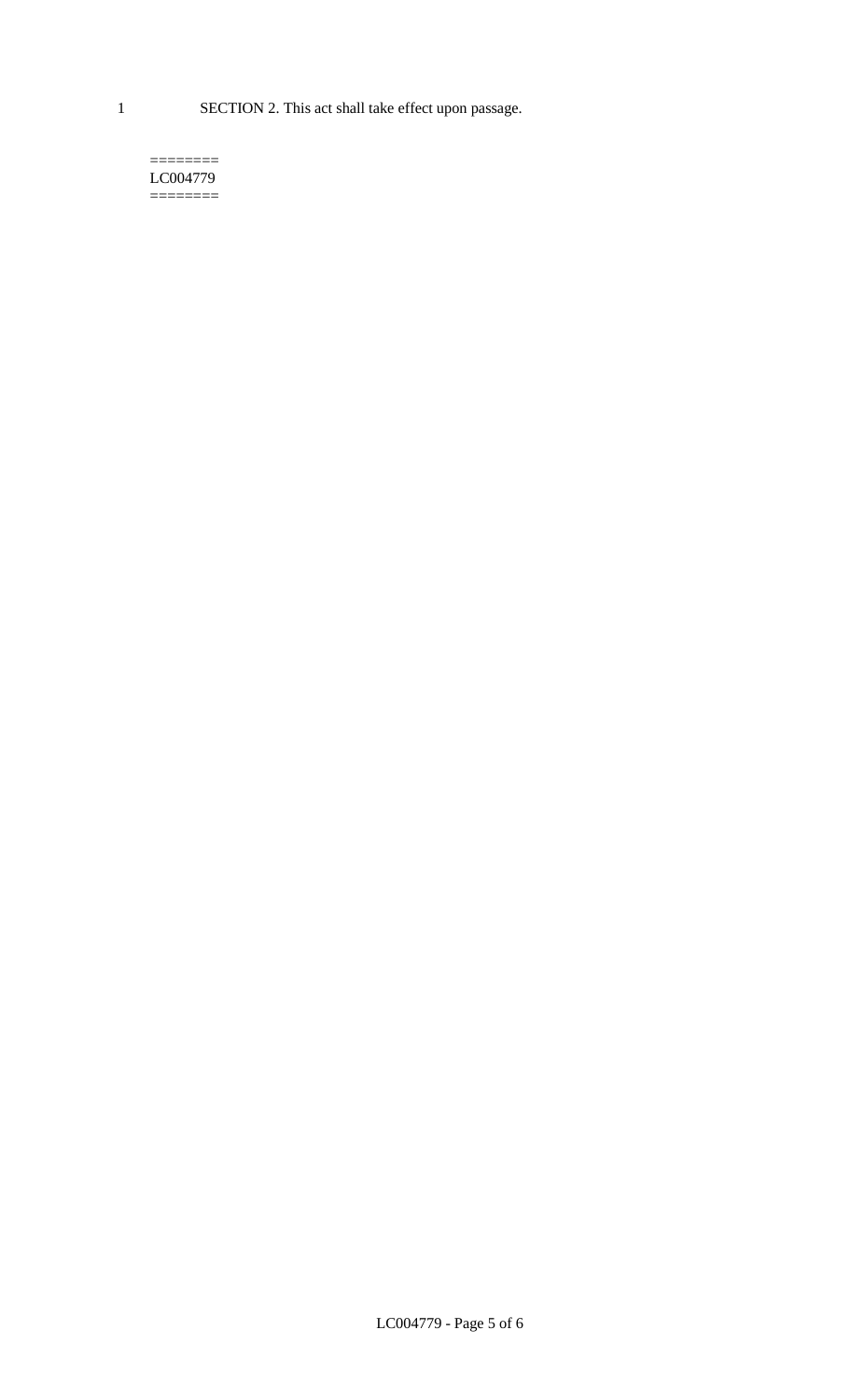SECTION 2. This act shall take effect upon passage.

========
LC004779
========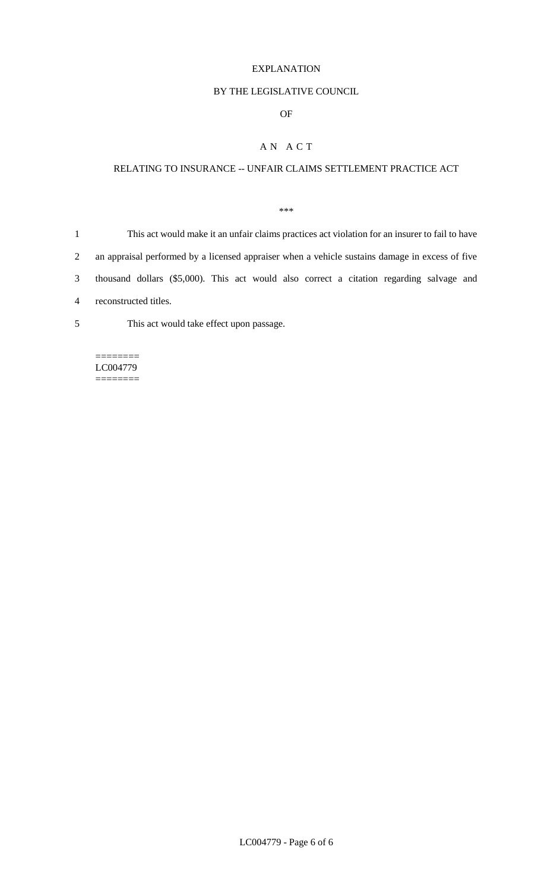EXPLANATION

BY THE LEGISLATIVE COUNCIL

OF

A N  A C T

RELATING TO INSURANCE -- UNFAIR CLAIMS SETTLEMENT PRACTICE ACT

***

This act would make it an unfair claims practices act violation for an insurer to fail to have an appraisal performed by a licensed appraiser when a vehicle sustains damage in excess of five thousand dollars ($5,000). This act would also correct a citation regarding salvage and reconstructed titles.

This act would take effect upon passage.

========
LC004779
========